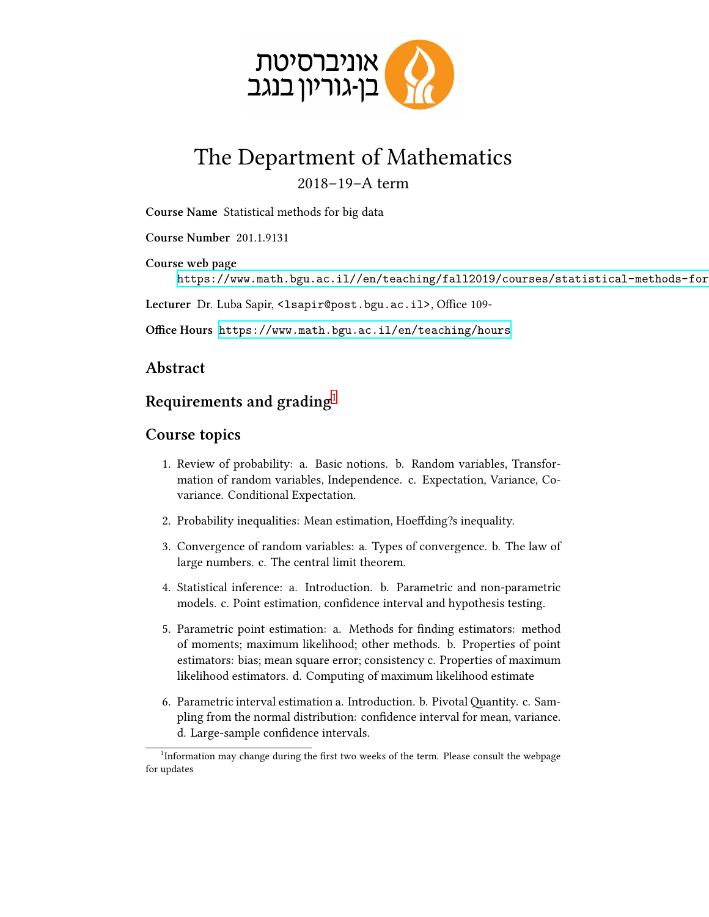אוניברסיטת בן-גוריון בנגב

# The Department of Mathematics

2018–19–A term

**Course Name** Statistical methods for big data

**Course Number** 201.1.9131

**Course web page**
https://www.math.bgu.ac.il//en/teaching/fall2019/courses/statistical-methods-for

**Lecturer** Dr. Luba Sapir, <lsapir@post.bgu.ac.il>, Office 109-

**Office Hours** https://www.math.bgu.ac.il/en/teaching/hours

## Abstract

## Requirements and grading[1]

## Course topics

1. Review of probability: a. Basic notions. b. Random variables, Transformation of random variables, Independence. c. Expectation, Variance, Covariance. Conditional Expectation.

2. Probability inequalities: Mean estimation, Hoeffding?s inequality.

3. Convergence of random variables: a. Types of convergence. b. The law of large numbers. c. The central limit theorem.

4. Statistical inference: a. Introduction. b. Parametric and non-parametric models. c. Point estimation, confidence interval and hypothesis testing.

5. Parametric point estimation: a. Methods for finding estimators: method of moments; maximum likelihood; other methods. b. Properties of point estimators: bias; mean square error; consistency c. Properties of maximum likelihood estimators. d. Computing of maximum likelihood estimate

6. Parametric interval estimation a. Introduction. b. Pivotal Quantity. c. Sampling from the normal distribution: confidence interval for mean, variance. d. Large-sample confidence intervals.

[1] Information may change during the first two weeks of the term. Please consult the webpage for updates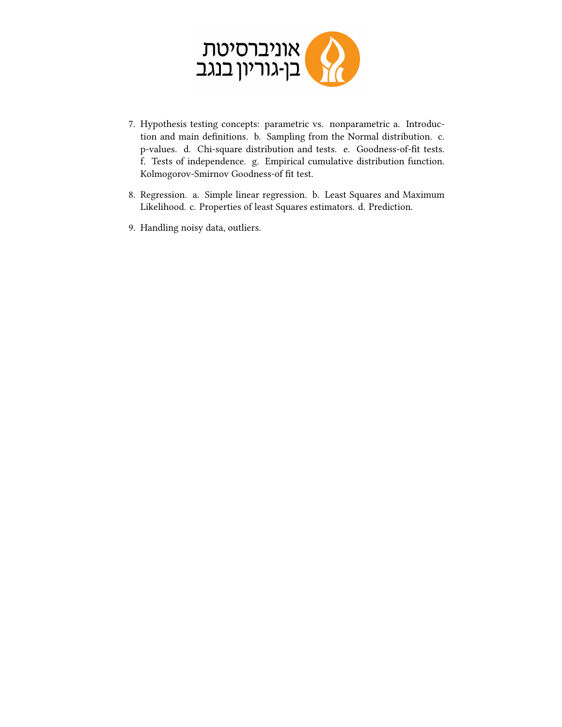אוניברסיטת
בן-גוריון בנגב

7. Hypothesis testing concepts: parametric vs. nonparametric a. Introduction and main definitions. b. Sampling from the Normal distribution. c. p-values. d. Chi-square distribution and tests. e. Goodness-of-fit tests. f. Tests of independence. g. Empirical cumulative distribution function. Kolmogorov-Smirnov Goodness-of fit test.

8. Regression. a. Simple linear regression. b. Least Squares and Maximum Likelihood. c. Properties of least Squares estimators. d. Prediction.

9. Handling noisy data, outliers.